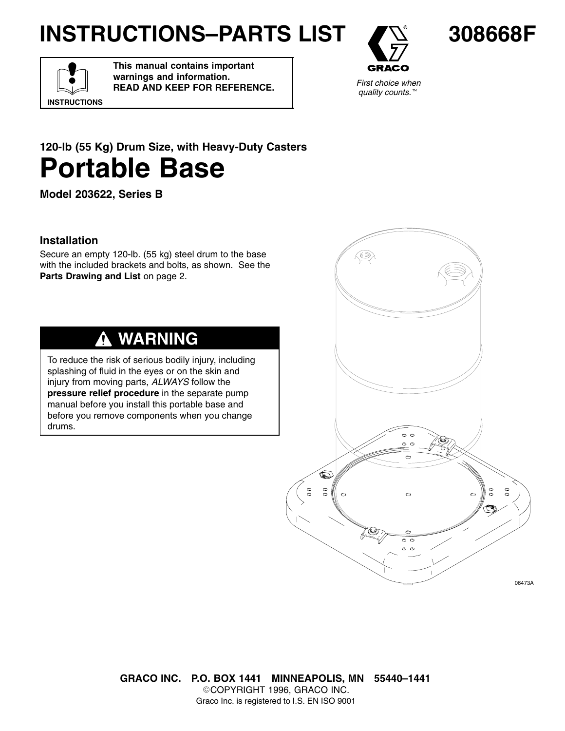# INSTRUCTIONS–PARTS LIST

# 308668F

**This manual contains important warnings and information.**
**READ AND KEEP FOR REFERENCE.**

INSTRUCTIONS

GRACO

*First choice when quality counts.™*

### 120-lb (55 Kg) Drum Size, with Heavy-Duty Casters

# Portable Base

**Model 203622, Series B**

## Installation

Secure an empty 120-lb. (55 kg) steel drum to the base with the included brackets and bolts, as shown. See the **Parts Drawing and List** on page 2.

## ⚠ WARNING

To reduce the risk of serious bodily injury, including splashing of fluid in the eyes or on the skin and injury from moving parts, *ALWAYS* follow the **pressure relief procedure** in the separate pump manual before you install this portable base and before you remove components when you change drums.

06473A

**GRACO INC. P.O. BOX 1441 MINNEAPOLIS, MN 55440–1441**
©COPYRIGHT 1996, GRACO INC.
Graco Inc. is registered to I.S. EN ISO 9001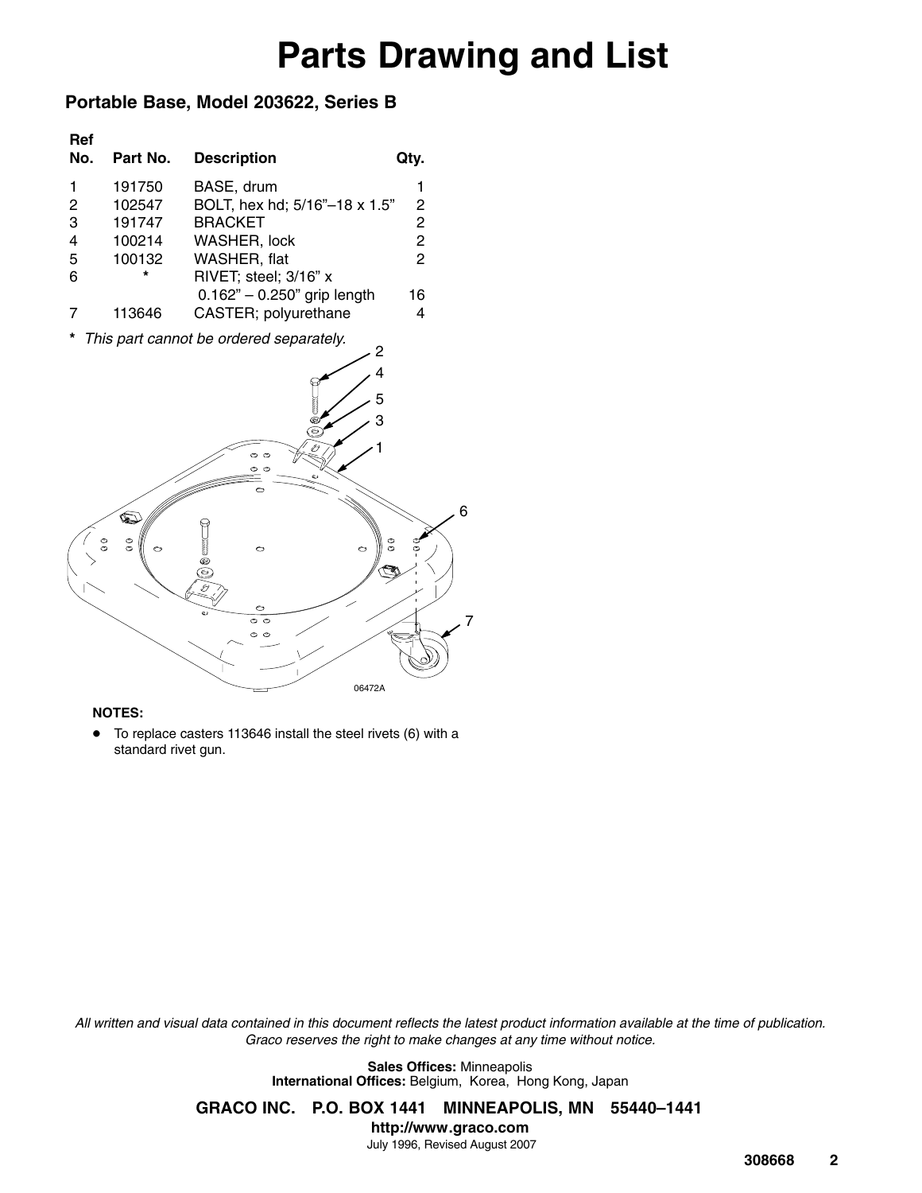# Parts Drawing and List

### Portable Base, Model 203622, Series B

| Ref No. | Part No. | Description | Qty. |
|---|---|---|---|
| 1 | 191750 | BASE, drum | 1 |
| 2 | 102547 | BOLT, hex hd; 5/16"–18 x 1.5" | 2 |
| 3 | 191747 | BRACKET | 2 |
| 4 | 100214 | WASHER, lock | 2 |
| 5 | 100132 | WASHER, flat | 2 |
| 6 | * | RIVET; steel; 3/16" x 0.162" – 0.250" grip length | 16 |
| 7 | 113646 | CASTER; polyurethane | 4 |

*\* This part cannot be ordered separately.*

2
4
5
3
1
6
7
06472A

**NOTES:**

- To replace casters 113646 install the steel rivets (6) with a standard rivet gun.

*All written and visual data contained in this document reflects the latest product information available at the time of publication. Graco reserves the right to make changes at any time without notice.*

**Sales Offices:** Minneapolis
**International Offices:** Belgium, Korea, Hong Kong, Japan

**GRACO INC. P.O. BOX 1441 MINNEAPOLIS, MN 55440–1441**

**http://www.graco.com**

July 1996, Revised August 2007